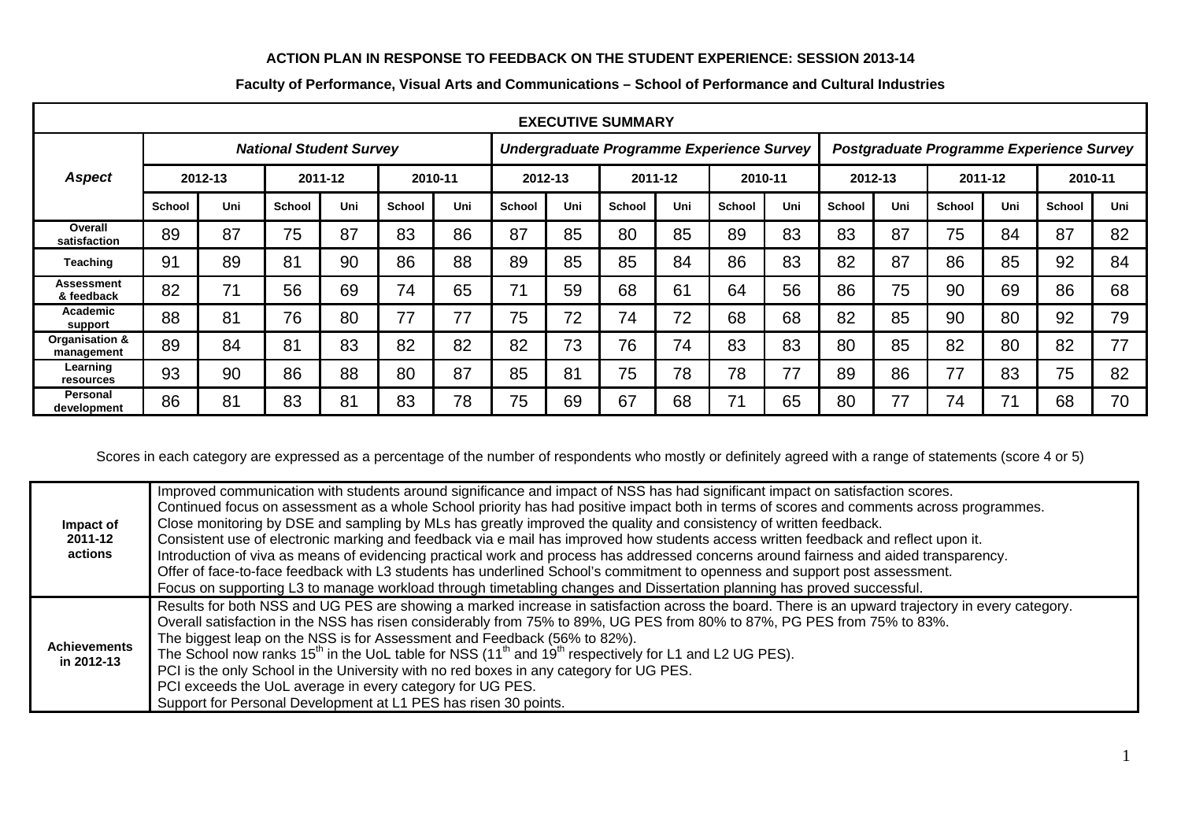**ACTION PLAN IN RESPONSE TO FEEDBACK ON THE STUDENT EXPERIENCE: SESSION 2013-14**

**Faculty of Performance, Visual Arts and Communications – School of Performance and Cultural Industries**

| **EXECUTIVE SUMMARY** | | | | | | | | | | | | | | | | | | |
|---|---|---|---|---|---|---|---|---|---|---|---|---|---|---|---|---|---|---|
| ***Aspect*** | ***National Student Survey*** | | | | | | ***Undergraduate Programme Experience Survey*** | | | | | | ***Postgraduate Programme Experience Survey*** | | | | | |
| | **2012-13** | | **2011-12** | | **2010-11** | | **2012-13** | | **2011-12** | | **2010-11** | | **2012-13** | | **2011-12** | | **2010-11** | |
| | **School** | **Uni** | **School** | **Uni** | **School** | **Uni** | **School** | **Uni** | **School** | **Uni** | **School** | **Uni** | **School** | **Uni** | **School** | **Uni** | **School** | **Uni** |
| **Overall satisfaction** | 89 | 87 | 75 | 87 | 83 | 86 | 87 | 85 | 80 | 85 | 89 | 83 | 83 | 87 | 75 | 84 | 87 | 82 |
| **Teaching** | 91 | 89 | 81 | 90 | 86 | 88 | 89 | 85 | 85 | 84 | 86 | 83 | 82 | 87 | 86 | 85 | 92 | 84 |
| **Assessment & feedback** | 82 | 71 | 56 | 69 | 74 | 65 | 71 | 59 | 68 | 61 | 64 | 56 | 86 | 75 | 90 | 69 | 86 | 68 |
| **Academic support** | 88 | 81 | 76 | 80 | 77 | 77 | 75 | 72 | 74 | 72 | 68 | 68 | 82 | 85 | 90 | 80 | 92 | 79 |
| **Organisation & management** | 89 | 84 | 81 | 83 | 82 | 82 | 82 | 73 | 76 | 74 | 83 | 83 | 80 | 85 | 82 | 80 | 82 | 77 |
| **Learning resources** | 93 | 90 | 86 | 88 | 80 | 87 | 85 | 81 | 75 | 78 | 78 | 77 | 89 | 86 | 77 | 83 | 75 | 82 |
| **Personal development** | 86 | 81 | 83 | 81 | 83 | 78 | 75 | 69 | 67 | 68 | 71 | 65 | 80 | 77 | 74 | 71 | 68 | 70 |

Scores in each category are expressed as a percentage of the number of respondents who mostly or definitely agreed with a range of statements (score 4 or 5)

| | |
|---|---|
| **Impact of 2011-12 actions** | Improved communication with students around significance and impact of NSS has had significant impact on satisfaction scores.<br>Continued focus on assessment as a whole School priority has had positive impact both in terms of scores and comments across programmes.<br>Close monitoring by DSE and sampling by MLs has greatly improved the quality and consistency of written feedback.<br>Consistent use of electronic marking and feedback via e mail has improved how students access written feedback and reflect upon it.<br>Introduction of viva as means of evidencing practical work and process has addressed concerns around fairness and aided transparency.<br>Offer of face-to-face feedback with L3 students has underlined School's commitment to openness and support post assessment.<br>Focus on supporting L3 to manage workload through timetabling changes and Dissertation planning has proved successful. |
| **Achievements in 2012-13** | Results for both NSS and UG PES are showing a marked increase in satisfaction across the board. There is an upward trajectory in every category.<br>Overall satisfaction in the NSS has risen considerably from 75% to 89%, UG PES from 80% to 87%, PG PES from 75% to 83%.<br>The biggest leap on the NSS is for Assessment and Feedback (56% to 82%).<br>The School now ranks 15th in the UoL table for NSS (11th and 19th respectively for L1 and L2 UG PES).<br>PCI is the only School in the University with no red boxes in any category for UG PES.<br>PCI exceeds the UoL average in every category for UG PES.<br>Support for Personal Development at L1 PES has risen 30 points. |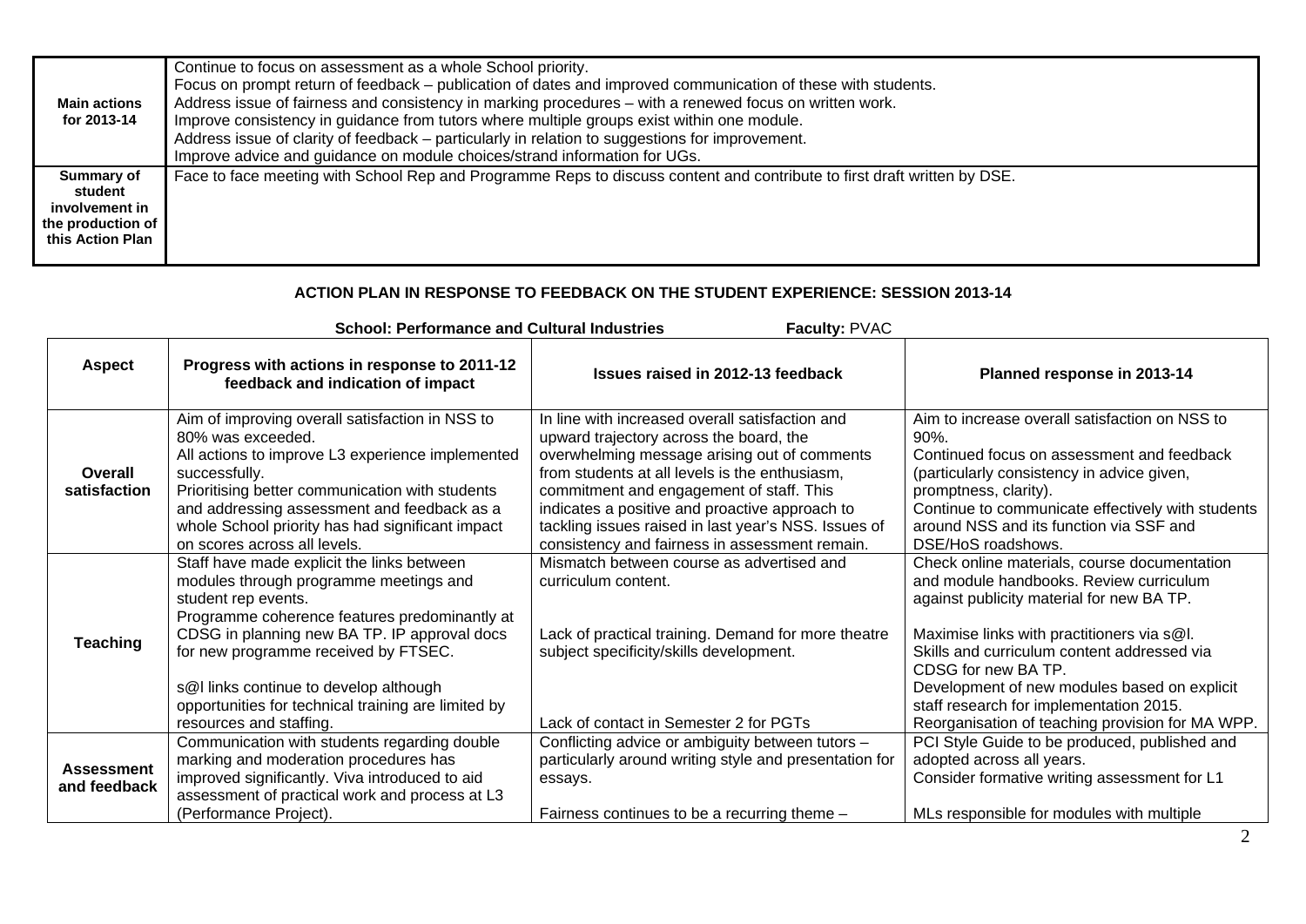| | |
|---|---|
| **Main actions for 2013-14** | Continue to focus on assessment as a whole School priority.<br>Focus on prompt return of feedback – publication of dates and improved communication of these with students.<br>Address issue of fairness and consistency in marking procedures – with a renewed focus on written work.<br>Improve consistency in guidance from tutors where multiple groups exist within one module.<br>Address issue of clarity of feedback – particularly in relation to suggestions for improvement.<br>Improve advice and guidance on module choices/strand information for UGs. |
| **Summary of student involvement in the production of this Action Plan** | Face to face meeting with School Rep and Programme Reps to discuss content and contribute to first draft written by DSE. |

## ACTION PLAN IN RESPONSE TO FEEDBACK ON THE STUDENT EXPERIENCE: SESSION 2013-14

**School: Performance and Cultural Industries** **Faculty:** PVAC

| Aspect | Progress with actions in response to 2011-12 feedback and indication of impact | Issues raised in 2012-13 feedback | Planned response in 2013-14 |
|---|---|---|---|
| **Overall satisfaction** | Aim of improving overall satisfaction in NSS to 80% was exceeded.<br>All actions to improve L3 experience implemented successfully.<br>Prioritising better communication with students and addressing assessment and feedback as a whole School priority has had significant impact on scores across all levels. | In line with increased overall satisfaction and upward trajectory across the board, the overwhelming message arising out of comments from students at all levels is the enthusiasm, commitment and engagement of staff. This indicates a positive and proactive approach to tackling issues raised in last year's NSS. Issues of consistency and fairness in assessment remain. | Aim to increase overall satisfaction on NSS to 90%.<br>Continued focus on assessment and feedback (particularly consistency in advice given, promptness, clarity).<br>Continue to communicate effectively with students around NSS and its function via SSF and DSE/HoS roadshows. |
| **Teaching** | Staff have made explicit the links between modules through programme meetings and student rep events.<br>Programme coherence features predominantly at CDSG in planning new BA TP. IP approval docs for new programme received by FTSEC.<br><br>s@l links continue to develop although opportunities for technical training are limited by resources and staffing. | Mismatch between course as advertised and curriculum content.<br><br>Lack of practical training. Demand for more theatre subject specificity/skills development.<br><br>Lack of contact in Semester 2 for PGTs | Check online materials, course documentation and module handbooks. Review curriculum against publicity material for new BA TP.<br><br>Maximise links with practitioners via s@l.<br>Skills and curriculum content addressed via CDSG for new BA TP.<br>Development of new modules based on explicit staff research for implementation 2015.<br>Reorganisation of teaching provision for MA WPP. |
| **Assessment and feedback** | Communication with students regarding double marking and moderation procedures has improved significantly. Viva introduced to aid assessment of practical work and process at L3 (Performance Project). | Conflicting advice or ambiguity between tutors – particularly around writing style and presentation for essays.<br><br>Fairness continues to be a recurring theme – | PCI Style Guide to be produced, published and adopted across all years.<br>Consider formative writing assessment for L1<br><br>MLs responsible for modules with multiple |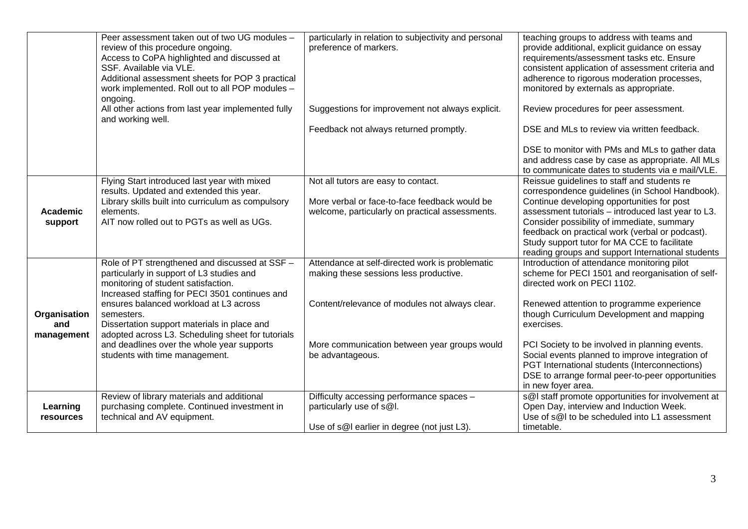| | | | |
|---|---|---|---|
| | Peer assessment taken out of two UG modules – review of this procedure ongoing.<br>Access to CoPA highlighted and discussed at SSF. Available via VLE.<br>Additional assessment sheets for POP 3 practical work implemented. Roll out to all POP modules – ongoing.<br>All other actions from last year implemented fully and working well. | particularly in relation to subjectivity and personal preference of markers.<br><br>Suggestions for improvement not always explicit.<br><br>Feedback not always returned promptly. | teaching groups to address with teams and provide additional, explicit guidance on essay requirements/assessment tasks etc. Ensure consistent application of assessment criteria and adherence to rigorous moderation processes, monitored by externals as appropriate.<br><br>Review procedures for peer assessment.<br><br>DSE and MLs to review via written feedback.<br><br>DSE to monitor with PMs and MLs to gather data and address case by case as appropriate. All MLs to communicate dates to students via e mail/VLE. |
| **Academic support** | Flying Start introduced last year with mixed results. Updated and extended this year.<br>Library skills built into curriculum as compulsory elements.<br>AIT now rolled out to PGTs as well as UGs. | Not all tutors are easy to contact.<br><br>More verbal or face-to-face feedback would be welcome, particularly on practical assessments. | Reissue guidelines to staff and students re correspondence guidelines (in School Handbook).<br>Continue developing opportunities for post assessment tutorials – introduced last year to L3.<br>Consider possibility of immediate, summary feedback on practical work (verbal or podcast).<br>Study support tutor for MA CCE to facilitate reading groups and support International students |
| **Organisation and management** | Role of PT strengthened and discussed at SSF – particularly in support of L3 studies and monitoring of student satisfaction.<br>Increased staffing for PECI 3501 continues and ensures balanced workload at L3 across semesters.<br>Dissertation support materials in place and adopted across L3. Scheduling sheet for tutorials and deadlines over the whole year supports students with time management. | Attendance at self-directed work is problematic making these sessions less productive.<br><br>Content/relevance of modules not always clear.<br><br>More communication between year groups would be advantageous. | Introduction of attendance monitoring pilot scheme for PECI 1501 and reorganisation of self-directed work on PECI 1102.<br><br>Renewed attention to programme experience though Curriculum Development and mapping exercises.<br><br>PCI Society to be involved in planning events.<br>Social events planned to improve integration of PGT International students (Interconnections)<br>DSE to arrange formal peer-to-peer opportunities in new foyer area. |
| **Learning resources** | Review of library materials and additional purchasing complete. Continued investment in technical and AV equipment. | Difficulty accessing performance spaces – particularly use of s@l.<br><br>Use of s@l earlier in degree (not just L3). | s@l staff promote opportunities for involvement at Open Day, interview and Induction Week.<br>Use of s@l to be scheduled into L1 assessment timetable. |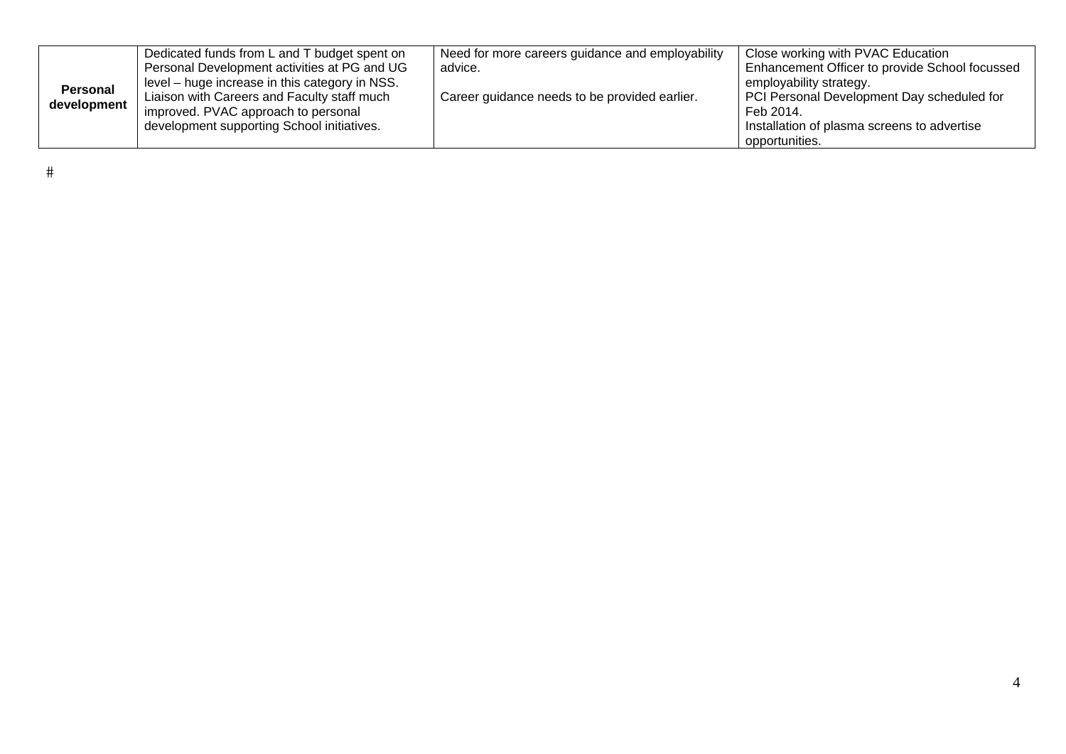| | | | |
|---|---|---|---|
| **Personal development** | Dedicated funds from L and T budget spent on Personal Development activities at PG and UG level – huge increase in this category in NSS. Liaison with Careers and Faculty staff much improved. PVAC approach to personal development supporting School initiatives. | Need for more careers guidance and employability advice.<br><br>Career guidance needs to be provided earlier. | Close working with PVAC Education Enhancement Officer to provide School focussed employability strategy.<br>PCI Personal Development Day scheduled for Feb 2014.<br>Installation of plasma screens to advertise opportunities. |

#